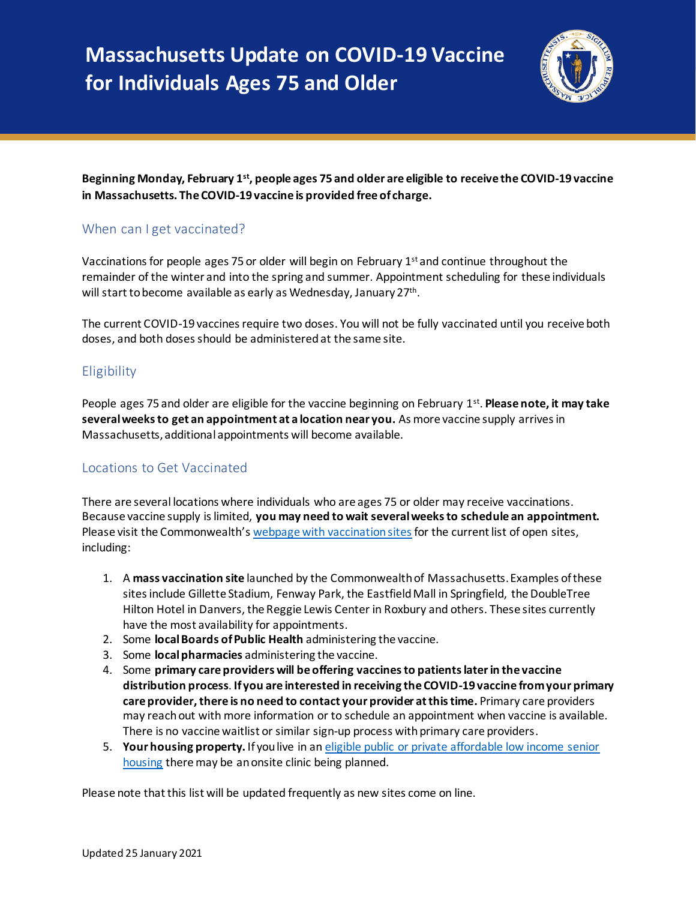# Massachusetts Update on COVID-19 Vaccine for Individuals Ages 75 and Older

**Beginning Monday, February 1st, people ages 75 and older are eligible to receive the COVID-19 vaccine in Massachusetts. The COVID-19 vaccine is provided free of charge.**

## When can I get vaccinated?

Vaccinations for people ages 75 or older will begin on February 1st and continue throughout the remainder of the winter and into the spring and summer. Appointment scheduling for these individuals will start to become available as early as Wednesday, January 27th.

The current COVID-19 vaccines require two doses. You will not be fully vaccinated until you receive both doses, and both doses should be administered at the same site.

## Eligibility

People ages 75 and older are eligible for the vaccine beginning on February 1st. **Please note, it may take several weeks to get an appointment at a location near you.** As more vaccine supply arrives in Massachusetts, additional appointments will become available.

## Locations to Get Vaccinated

There are several locations where individuals who are ages 75 or older may receive vaccinations. Because vaccine supply is limited, **you may need to wait several weeks to schedule an appointment.** Please visit the Commonwealth's webpage with vaccination sites for the current list of open sites, including:

1. A **mass vaccination site** launched by the Commonwealth of Massachusetts. Examples of these sites include Gillette Stadium, Fenway Park, the Eastfield Mall in Springfield, the DoubleTree Hilton Hotel in Danvers, the Reggie Lewis Center in Roxbury and others. These sites currently have the most availability for appointments.
2. Some **local Boards of Public Health** administering the vaccine.
3. Some **local pharmacies** administering the vaccine.
4. Some **primary care providers will be offering vaccines to patients later in the vaccine distribution process**. **If you are interested in receiving the COVID-19 vaccine from your primary care provider, there is no need to contact your provider at this time.** Primary care providers may reach out with more information or to schedule an appointment when vaccine is available. There is no vaccine waitlist or similar sign-up process with primary care providers.
5. **Your housing property.** If you live in an eligible public or private affordable low income senior housing there may be an onsite clinic being planned.

Please note that this list will be updated frequently as new sites come on line.

Updated 25 January 2021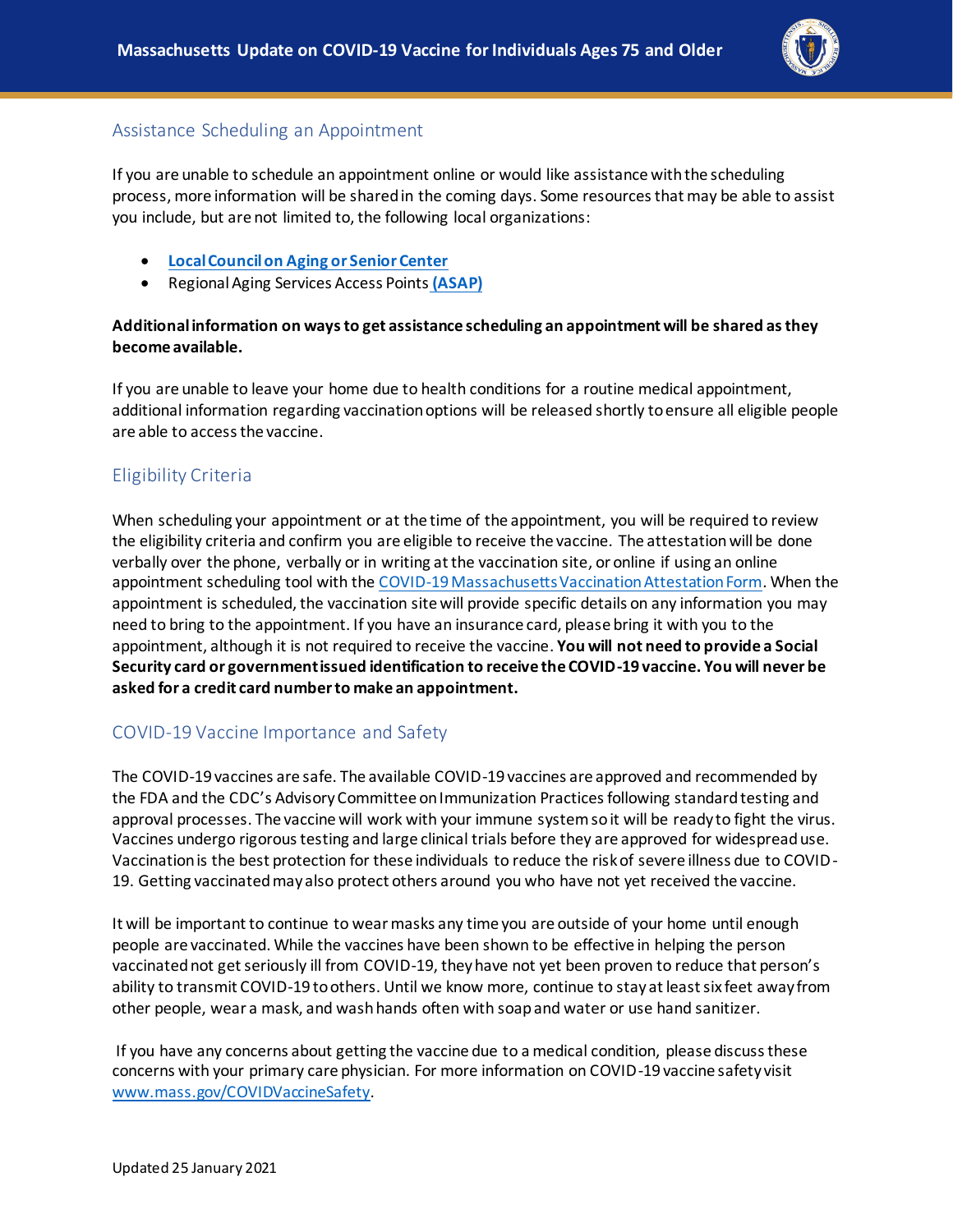## Assistance Scheduling an Appointment

If you are unable to schedule an appointment online or would like assistance with the scheduling process, more information will be shared in the coming days. Some resources that may be able to assist you include, but are not limited to, the following local organizations:

- **Local Council on Aging or Senior Center**
- Regional Aging Services Access Points **(ASAP)**

**Additional information on ways to get assistance scheduling an appointment will be shared as they become available.**

If you are unable to leave your home due to health conditions for a routine medical appointment, additional information regarding vaccination options will be released shortly to ensure all eligible people are able to access the vaccine.

## Eligibility Criteria

When scheduling your appointment or at the time of the appointment, you will be required to review the eligibility criteria and confirm you are eligible to receive the vaccine. The attestation will be done verbally over the phone, verbally or in writing at the vaccination site, or online if using an online appointment scheduling tool with the COVID-19 Massachusetts Vaccination Attestation Form. When the appointment is scheduled, the vaccination site will provide specific details on any information you may need to bring to the appointment. If you have an insurance card, please bring it with you to the appointment, although it is not required to receive the vaccine. **You will not need to provide a Social Security card or government issued identification to receive the COVID-19 vaccine. You will never be asked for a credit card number to make an appointment.**

## COVID-19 Vaccine Importance and Safety

The COVID-19 vaccines are safe. The available COVID-19 vaccines are approved and recommended by the FDA and the CDC's Advisory Committee on Immunization Practices following standard testing and approval processes. The vaccine will work with your immune system so it will be ready to fight the virus. Vaccines undergo rigorous testing and large clinical trials before they are approved for widespread use. Vaccination is the best protection for these individuals to reduce the risk of severe illness due to COVID-19. Getting vaccinated may also protect others around you who have not yet received the vaccine.

It will be important to continue to wear masks any time you are outside of your home until enough people are vaccinated. While the vaccines have been shown to be effective in helping the person vaccinated not get seriously ill from COVID-19, they have not yet been proven to reduce that person's ability to transmit COVID-19 to others. Until we know more, continue to stay at least six feet away from other people, wear a mask, and wash hands often with soap and water or use hand sanitizer.

If you have any concerns about getting the vaccine due to a medical condition, please discuss these concerns with your primary care physician. For more information on COVID-19 vaccine safety visit www.mass.gov/COVIDVaccineSafety.

Updated 25 January 2021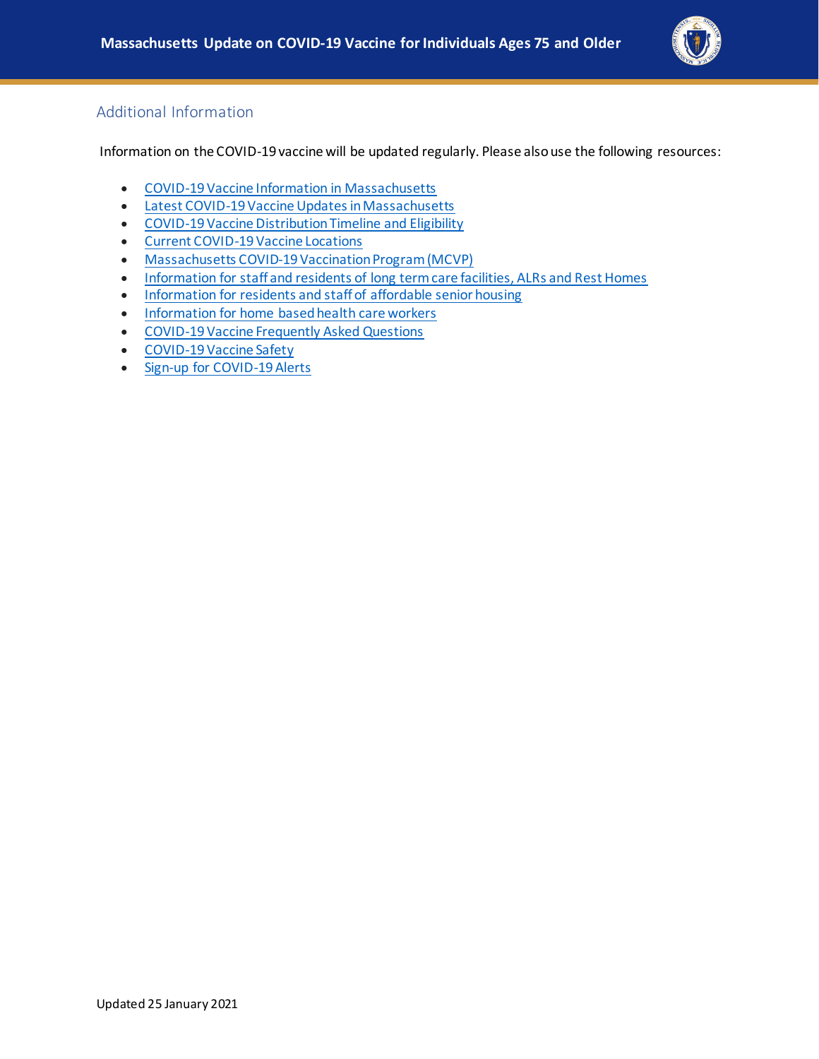## Additional Information

Information on the COVID-19 vaccine will be updated regularly. Please also use the following resources:

- COVID-19 Vaccine Information in Massachusetts
- Latest COVID-19 Vaccine Updates in Massachusetts
- COVID-19 Vaccine Distribution Timeline and Eligibility
- Current COVID-19 Vaccine Locations
- Massachusetts COVID-19 Vaccination Program (MCVP)
- Information for staff and residents of long term care facilities, ALRs and Rest Homes
- Information for residents and staff of affordable senior housing
- Information for home based health care workers
- COVID-19 Vaccine Frequently Asked Questions
- COVID-19 Vaccine Safety
- Sign-up for COVID-19 Alerts

Updated 25 January 2021